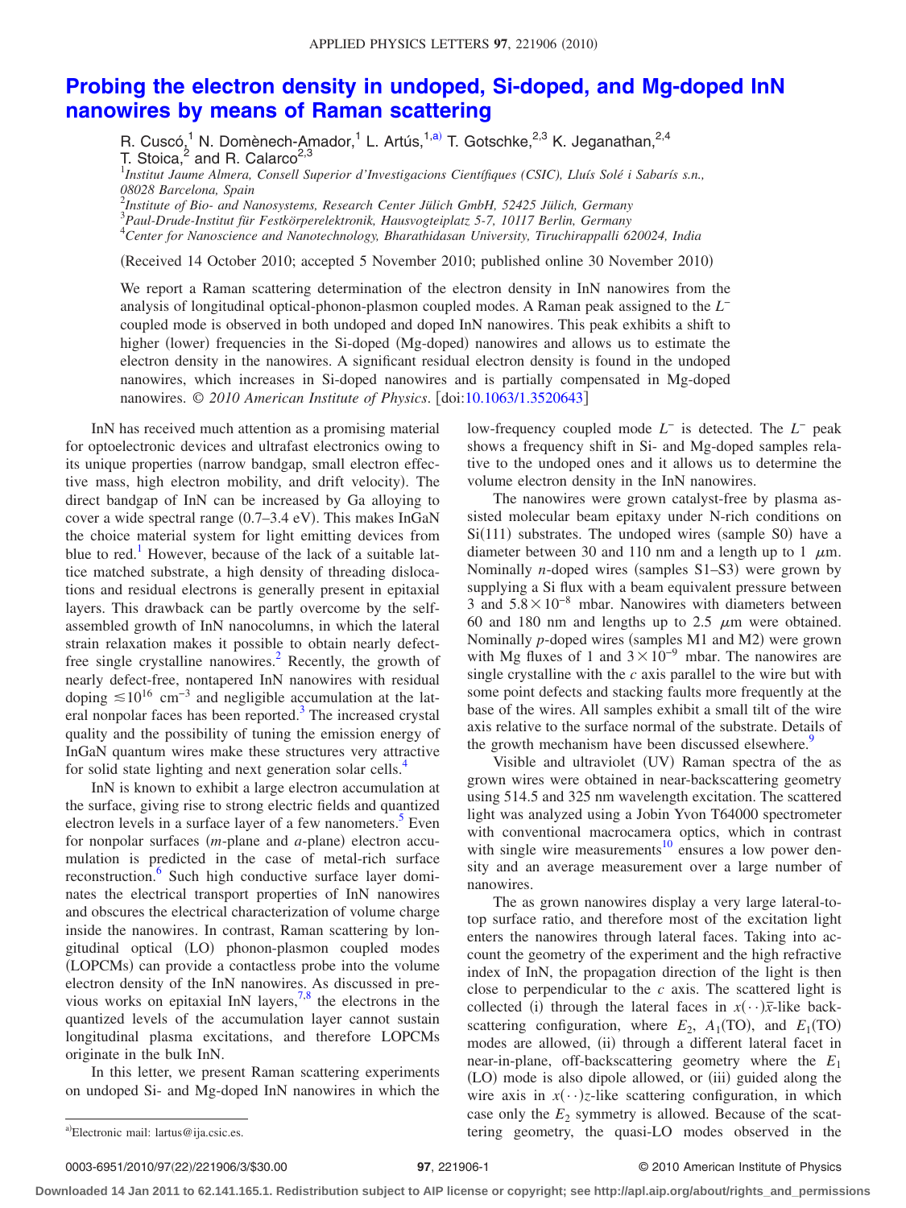# Probing the electron density in undoped, Si-doped, and Mg-doped InN nanowires by means of Raman scattering

R. Cuscó,[1] N. Domènech-Amador,[1] L. Artús,[1,a)] T. Gotschke,[2,3] K. Jeganathan,[2,4] T. Stoica,[2] and R. Calarco[2,3]

[1]*Institut Jaume Almera, Consell Superior d'Investigacions Científiques (CSIC), Lluís Solé i Sabarís s.n., 08028 Barcelona, Spain*
[2]*Institute of Bio- and Nanosystems, Research Center Jülich GmbH, 52425 Jülich, Germany*
[3]*Paul-Drude-Institut für Festkörperelektronik, Hausvogteiplatz 5-7, 10117 Berlin, Germany*
[4]*Center for Nanoscience and Nanotechnology, Bharathidasan University, Tiruchirappalli 620024, India*

(Received 14 October 2010; accepted 5 November 2010; published online 30 November 2010)

We report a Raman scattering determination of the electron density in InN nanowires from the analysis of longitudinal optical-phonon-plasmon coupled modes. A Raman peak assigned to the $L^-$ coupled mode is observed in both undoped and doped InN nanowires. This peak exhibits a shift to higher (lower) frequencies in the Si-doped (Mg-doped) nanowires and allows us to estimate the electron density in the nanowires. A significant residual electron density is found in the undoped nanowires, which increases in Si-doped nanowires and is partially compensated in Mg-doped nanowires. *© 2010 American Institute of Physics*. [doi:10.1063/1.3520643]

InN has received much attention as a promising material for optoelectronic devices and ultrafast electronics owing to its unique properties (narrow bandgap, small electron effective mass, high electron mobility, and drift velocity). The direct bandgap of InN can be increased by Ga alloying to cover a wide spectral range (0.7–3.4 eV). This makes InGaN the choice material system for light emitting devices from blue to red.[1] However, because of the lack of a suitable lattice matched substrate, a high density of threading dislocations and residual electrons is generally present in epitaxial layers. This drawback can be partly overcome by the self-assembled growth of InN nanocolumns, in which the lateral strain relaxation makes it possible to obtain nearly defect-free single crystalline nanowires.[2] Recently, the growth of nearly defect-free, nontapered InN nanowires with residual doping $\lesssim 10^{16}$ cm$^{-3}$ and negligible accumulation at the lateral nonpolar faces has been reported.[3] The increased crystal quality and the possibility of tuning the emission energy of InGaN quantum wires make these structures very attractive for solid state lighting and next generation solar cells.[4]

InN is known to exhibit a large electron accumulation at the surface, giving rise to strong electric fields and quantized electron levels in a surface layer of a few nanometers.[5] Even for nonpolar surfaces ($m$-plane and $a$-plane) electron accumulation is predicted in the case of metal-rich surface reconstruction.[6] Such high conductive surface layer dominates the electrical transport properties of InN nanowires and obscures the electrical characterization of volume charge inside the nanowires. In contrast, Raman scattering by longitudinal optical (LO) phonon-plasmon coupled modes (LOPCMs) can provide a contactless probe into the volume electron density of the InN nanowires. As discussed in previous works on epitaxial InN layers,[7,8] the electrons in the quantized levels of the accumulation layer cannot sustain longitudinal plasma excitations, and therefore LOPCMs originate in the bulk InN.

In this letter, we present Raman scattering experiments on undoped Si- and Mg-doped InN nanowires in which the low-frequency coupled mode $L^-$ is detected. The $L^-$ peak shows a frequency shift in Si- and Mg-doped samples relative to the undoped ones and it allows us to determine the volume electron density in the InN nanowires.

The nanowires were grown catalyst-free by plasma assisted molecular beam epitaxy under N-rich conditions on Si(111) substrates. The undoped wires (sample S0) have a diameter between 30 and 110 nm and a length up to 1 $\mu$m. Nominally $n$-doped wires (samples S1–S3) were grown by supplying a Si flux with a beam equivalent pressure between 3 and $5.8 \times 10^{-8}$ mbar. Nanowires with diameters between 60 and 180 nm and lengths up to 2.5 $\mu$m were obtained. Nominally $p$-doped wires (samples M1 and M2) were grown with Mg fluxes of 1 and $3 \times 10^{-9}$ mbar. The nanowires are single crystalline with the $c$ axis parallel to the wire but with some point defects and stacking faults more frequently at the base of the wires. All samples exhibit a small tilt of the wire axis relative to the surface normal of the substrate. Details of the growth mechanism have been discussed elsewhere.[9]

Visible and ultraviolet (UV) Raman spectra of the as grown wires were obtained in near-backscattering geometry using 514.5 and 325 nm wavelength excitation. The scattered light was analyzed using a Jobin Yvon T64000 spectrometer with conventional macrocamera optics, which in contrast with single wire measurements[10] ensures a low power density and an average measurement over a large number of nanowires.

The as grown nanowires display a very large lateral-to-top surface ratio, and therefore most of the excitation light enters the nanowires through lateral faces. Taking into account the geometry of the experiment and the high refractive index of InN, the propagation direction of the light is then close to perpendicular to the $c$ axis. The scattered light is collected (i) through the lateral faces in $x(\cdot\cdot)\bar{x}$-like backscattering configuration, where $E_2$, $A_1$(TO), and $E_1$(TO) modes are allowed, (ii) through a different lateral facet in near-in-plane, off-backscattering geometry where the $E_1$ (LO) mode is also dipole allowed, or (iii) guided along the wire axis in $x(\cdot\cdot)z$-like scattering configuration, in which case only the $E_2$ symmetry is allowed. Because of the scattering geometry, the quasi-LO modes observed in the

a)Electronic mail: lartus@ija.csic.es.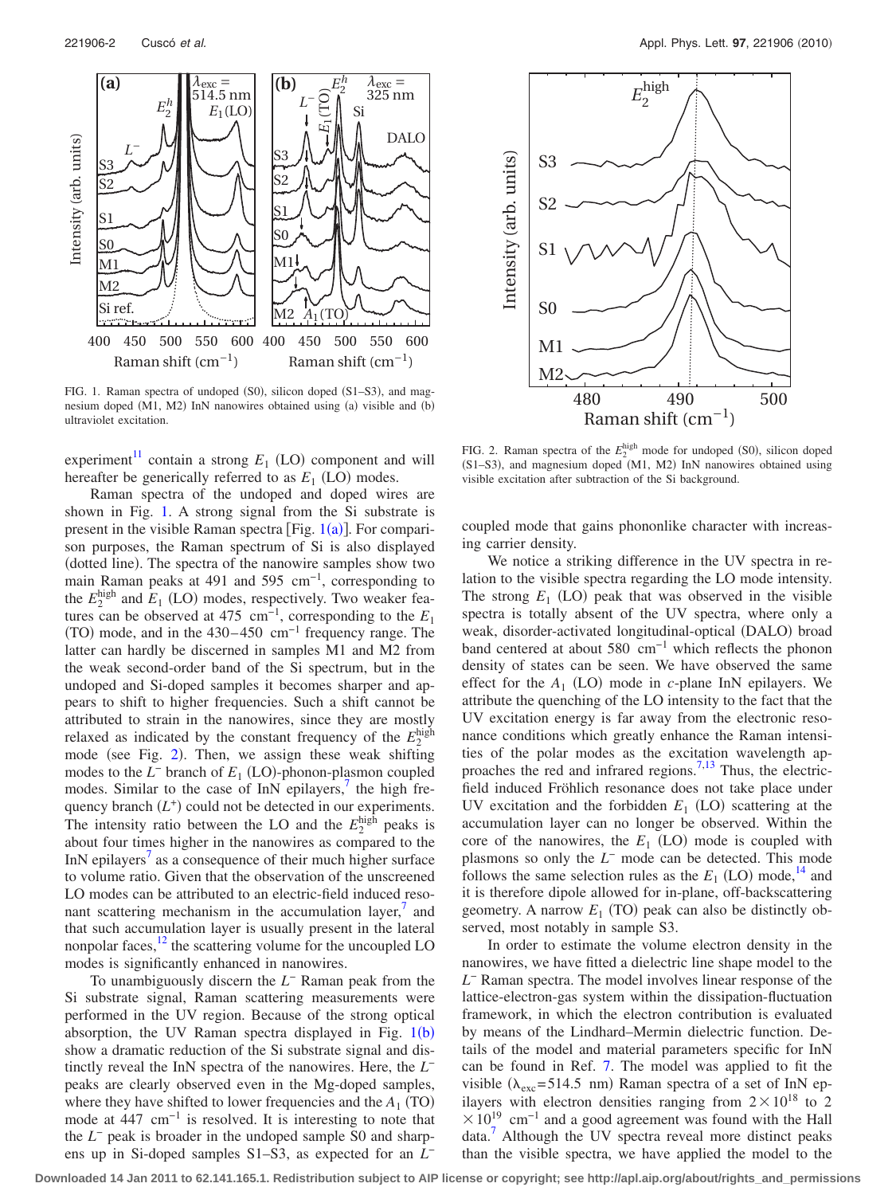FIG. 1. Raman spectra of undoped (S0), silicon doped (S1–S3), and magnesium doped (M1, M2) InN nanowires obtained using (a) visible and (b) ultraviolet excitation.

FIG. 2. Raman spectra of the $E_2^{\text{high}}$ mode for undoped (S0), silicon doped (S1–S3), and magnesium doped (M1, M2) InN nanowires obtained using visible excitation after subtraction of the Si background.

experiment[11] contain a strong $E_1$ (LO) component and will hereafter be generically referred to as $E_1$ (LO) modes.

Raman spectra of the undoped and doped wires are shown in Fig. 1. A strong signal from the Si substrate is present in the visible Raman spectra [Fig. 1(a)]. For comparison purposes, the Raman spectrum of Si is also displayed (dotted line). The spectra of the nanowire samples show two main Raman peaks at 491 and 595 $\text{cm}^{-1}$, corresponding to the $E_2^{\text{high}}$ and $E_1$ (LO) modes, respectively. Two weaker features can be observed at 475 $\text{cm}^{-1}$, corresponding to the $E_1$ (TO) mode, and in the 430–450 $\text{cm}^{-1}$ frequency range. The latter can hardly be discerned in samples M1 and M2 from the weak second-order band of the Si spectrum, but in the undoped and Si-doped samples it becomes sharper and appears to shift to higher frequencies. Such a shift cannot be attributed to strain in the nanowires, since they are mostly relaxed as indicated by the constant frequency of the $E_2^{\text{high}}$ mode (see Fig. 2). Then, we assign these weak shifting modes to the $L^-$ branch of $E_1$ (LO)-phonon-plasmon coupled modes. Similar to the case of InN epilayers,[7] the high frequency branch ($L^+$) could not be detected in our experiments. The intensity ratio between the LO and the $E_2^{\text{high}}$ peaks is about four times higher in the nanowires as compared to the InN epilayers[7] as a consequence of their much higher surface to volume ratio. Given that the observation of the unscreened LO modes can be attributed to an electric-field induced resonant scattering mechanism in the accumulation layer,[7] and that such accumulation layer is usually present in the lateral nonpolar faces,[12] the scattering volume for the uncoupled LO modes is significantly enhanced in nanowires.

To unambiguously discern the $L^-$ Raman peak from the Si substrate signal, Raman scattering measurements were performed in the UV region. Because of the strong optical absorption, the UV Raman spectra displayed in Fig. 1(b) show a dramatic reduction of the Si substrate signal and distinctly reveal the InN spectra of the nanowires. Here, the $L^-$ peaks are clearly observed even in the Mg-doped samples, where they have shifted to lower frequencies and the $A_1$ (TO) mode at 447 $\text{cm}^{-1}$ is resolved. It is interesting to note that the $L^-$ peak is broader in the undoped sample S0 and sharpens up in Si-doped samples S1–S3, as expected for an $L^-$ coupled mode that gains phononlike character with increasing carrier density.

We notice a striking difference in the UV spectra in relation to the visible spectra regarding the LO mode intensity. The strong $E_1$ (LO) peak that was observed in the visible spectra is totally absent of the UV spectra, where only a weak, disorder-activated longitudinal-optical (DALO) broad band centered at about 580 $\text{cm}^{-1}$ which reflects the phonon density of states can be seen. We have observed the same effect for the $A_1$ (LO) mode in *c*-plane InN epilayers. We attribute the quenching of the LO intensity to the fact that the UV excitation energy is far away from the electronic resonance conditions which greatly enhance the Raman intensities of the polar modes as the excitation wavelength approaches the red and infrared regions.[7,13] Thus, the electric-field induced Fröhlich resonance does not take place under UV excitation and the forbidden $E_1$ (LO) scattering at the accumulation layer can no longer be observed. Within the core of the nanowires, the $E_1$ (LO) mode is coupled with plasmons so only the $L^-$ mode can be detected. This mode follows the same selection rules as the $E_1$ (LO) mode,[14] and it is therefore dipole allowed for in-plane, off-backscattering geometry. A narrow $E_1$ (TO) peak can also be distinctly observed, most notably in sample S3.

In order to estimate the volume electron density in the nanowires, we have fitted a dielectric line shape model to the $L^-$ Raman spectra. The model involves linear response of the lattice-electron-gas system within the dissipation-fluctuation framework, in which the electron contribution is evaluated by means of the Lindhard–Mermin dielectric function. Details of the model and material parameters specific for InN can be found in Ref. 7. The model was applied to fit the visible ($\lambda_{\text{exc}}=514.5$ nm) Raman spectra of a set of InN epilayers with electron densities ranging from $2\times10^{18}$ to $2\times10^{19}$ $\text{cm}^{-1}$ and a good agreement was found with the Hall data.[7] Although the UV spectra reveal more distinct peaks than the visible spectra, we have applied the model to the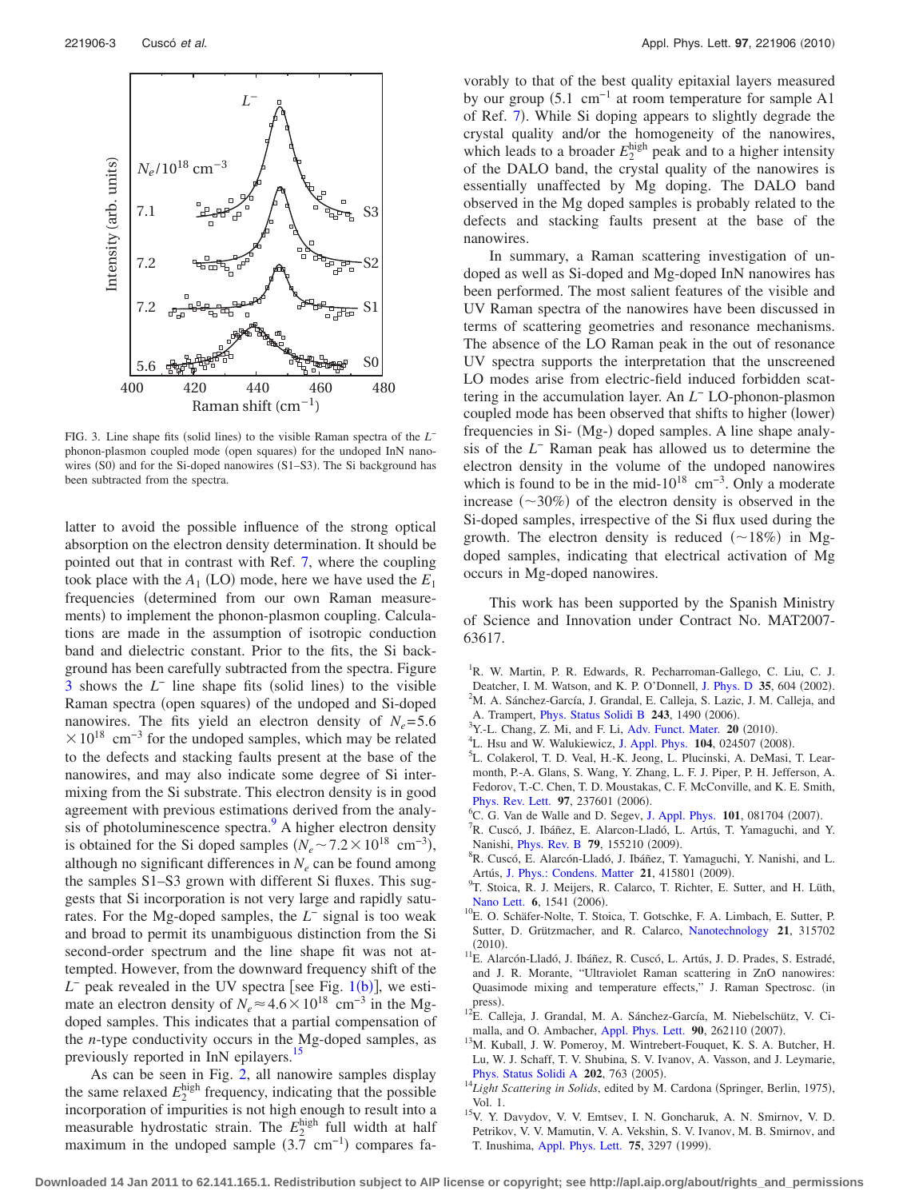$L^-$

$N_e/10^{18}$ cm$^{-3}$

Intensity (arb. units)

7.1

7.2

7.2

5.6

S3

S2

S1

S0

400 420 440 460 480

Raman shift (cm$^{-1}$)

FIG. 3. Line shape fits (solid lines) to the visible Raman spectra of the $L^-$ phonon-plasmon coupled mode (open squares) for the undoped InN nanowires (S0) and for the Si-doped nanowires (S1–S3). The Si background has been subtracted from the spectra.

latter to avoid the possible influence of the strong optical absorption on the electron density determination. It should be pointed out that in contrast with Ref. 7, where the coupling took place with the $A_1$ (LO) mode, here we have used the $E_1$ frequencies (determined from our own Raman measurements) to implement the phonon-plasmon coupling. Calculations are made in the assumption of isotropic conduction band and dielectric constant. Prior to the fits, the Si background has been carefully subtracted from the spectra. Figure 3 shows the $L^-$ line shape fits (solid lines) to the visible Raman spectra (open squares) of the undoped and Si-doped nanowires. The fits yield an electron density of $N_e=5.6\times10^{18}$ cm$^{-3}$ for the undoped samples, which may be related to the defects and stacking faults present at the base of the nanowires, and may also indicate some degree of Si intermixing from the Si substrate. This electron density is in good agreement with previous estimations derived from the analysis of photoluminescence spectra.[9] A higher electron density is obtained for the Si doped samples ($N_e\sim7.2\times10^{18}$ cm$^{-3}$), although no significant differences in $N_e$ can be found among the samples S1–S3 grown with different Si fluxes. This suggests that Si incorporation is not very large and rapidly saturates. For the Mg-doped samples, the $L^-$ signal is too weak and broad to permit its unambiguous distinction from the Si second-order spectrum and the line shape fit was not attempted. However, from the downward frequency shift of the $L^-$ peak revealed in the UV spectra [see Fig. 1(b)], we estimate an electron density of $N_e\approx4.6\times10^{18}$ cm$^{-3}$ in the Mg-doped samples. This indicates that a partial compensation of the $n$-type conductivity occurs in the Mg-doped samples, as previously reported in InN epilayers.[15]

As can be seen in Fig. 2, all nanowire samples display the same relaxed $E_2^{\mathrm{high}}$ frequency, indicating that the possible incorporation of impurities is not high enough to result into a measurable hydrostatic strain. The $E_2^{\mathrm{high}}$ full width at half maximum in the undoped sample (3.7 cm$^{-1}$) compares favorably to that of the best quality epitaxial layers measured by our group (5.1 cm$^{-1}$ at room temperature for sample A1 of Ref. 7). While Si doping appears to slightly degrade the crystal quality and/or the homogeneity of the nanowires, which leads to a broader $E_2^{\mathrm{high}}$ peak and to a higher intensity of the DALO band, the crystal quality of the nanowires is essentially unaffected by Mg doping. The DALO band observed in the Mg doped samples is probably related to the defects and stacking faults present at the base of the nanowires.

In summary, a Raman scattering investigation of undoped as well as Si-doped and Mg-doped InN nanowires has been performed. The most salient features of the visible and UV Raman spectra of the nanowires have been discussed in terms of scattering geometries and resonance mechanisms. The absence of the LO Raman peak in the out of resonance UV spectra supports the interpretation that the unscreened LO modes arise from electric-field induced forbidden scattering in the accumulation layer. An $L^-$ LO-phonon-plasmon coupled mode has been observed that shifts to higher (lower) frequencies in Si- (Mg-) doped samples. A line shape analysis of the $L^-$ Raman peak has allowed us to determine the electron density in the volume of the undoped nanowires which is found to be in the mid-$10^{18}$ cm$^{-3}$. Only a moderate increase (~30%) of the electron density is observed in the Si-doped samples, irrespective of the Si flux used during the growth. The electron density is reduced (~18%) in Mg-doped samples, indicating that electrical activation of Mg occurs in Mg-doped nanowires.

This work has been supported by the Spanish Ministry of Science and Innovation under Contract No. MAT2007-63617.

[1] R. W. Martin, P. R. Edwards, R. Pecharroman-Gallego, C. Liu, C. J. Deatcher, I. M. Watson, and K. P. O'Donnell, J. Phys. D **35**, 604 (2002).

[2] M. A. Sánchez-García, J. Grandal, E. Calleja, S. Lazic, J. M. Calleja, and A. Trampert, Phys. Status Solidi B **243**, 1490 (2006).

[3] Y.-L. Chang, Z. Mi, and F. Li, Adv. Funct. Mater. **20** (2010).

[4] L. Hsu and W. Walukiewicz, J. Appl. Phys. **104**, 024507 (2008).

[5] L. Colakerol, T. D. Veal, H.-K. Jeong, L. Plucinski, A. DeMasi, T. Learmonth, P.-A. Glans, S. Wang, Y. Zhang, L. F. J. Piper, P. H. Jefferson, A. Fedorov, T.-C. Chen, T. D. Moustakas, C. F. McConville, and K. E. Smith, Phys. Rev. Lett. **97**, 237601 (2006).

[6] C. G. Van de Walle and D. Segev, J. Appl. Phys. **101**, 081704 (2007).

[7] R. Cuscó, J. Ibáñez, E. Alarcón-Lladó, L. Artús, T. Yamaguchi, and Y. Nanishi, Phys. Rev. B **79**, 155210 (2009).

[8] R. Cuscó, E. Alarcón-Lladó, J. Ibáñez, T. Yamaguchi, Y. Nanishi, and L. Artús, J. Phys.: Condens. Matter **21**, 415801 (2009).

[9] T. Stoica, R. J. Meijers, R. Calarco, T. Richter, E. Sutter, and H. Lüth, Nano Lett. **6**, 1541 (2006).

[10] E. O. Schäfer-Nolte, T. Stoica, T. Gotschke, F. A. Limbach, E. Sutter, P. Sutter, D. Grützmacher, and R. Calarco, Nanotechnology **21**, 315702 (2010).

[11] E. Alarcón-Lladó, J. Ibáñez, R. Cuscó, L. Artús, J. D. Prades, S. Estradé, and J. R. Morante, "Ultraviolet Raman scattering in ZnO nanowires: Quasimode mixing and temperature effects," J. Raman Spectrosc. (in press).

[12] E. Calleja, J. Grandal, M. A. Sánchez-García, M. Niebelschütz, V. Cimalla, and O. Ambacher, Appl. Phys. Lett. **90**, 262110 (2007).

[13] M. Kuball, J. W. Pomeroy, M. Wintrebert-Fouquet, K. S. A. Butcher, H. Lu, W. J. Schaff, T. V. Shubina, S. V. Ivanov, A. Vasson, and J. Leymarie, Phys. Status Solidi A **202**, 763 (2005).

[14] *Light Scattering in Solids*, edited by M. Cardona (Springer, Berlin, 1975), Vol. 1.

[15] V. Y. Davydov, V. V. Emtsev, I. N. Goncharuk, A. N. Smirnov, V. D. Petrikov, V. V. Mamutin, V. A. Vekshin, S. V. Ivanov, M. B. Smirnov, and T. Inushima, Appl. Phys. Lett. **75**, 3297 (1999).